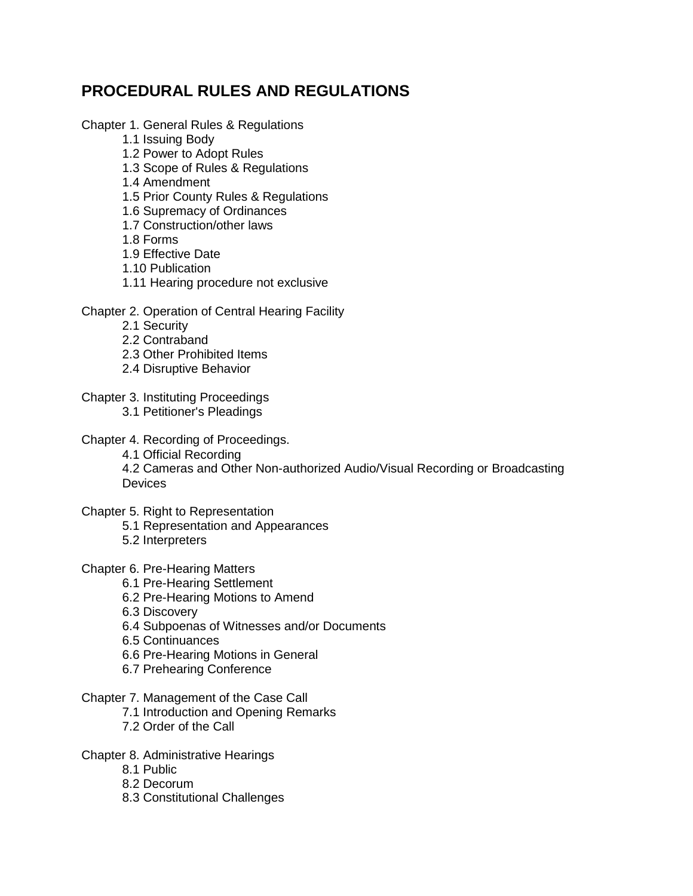# PROCEDURAL RULES AND REGULATIONS

Chapter 1. General Rules & Regulations
- 1.1 Issuing Body
- 1.2 Power to Adopt Rules
- 1.3 Scope of Rules & Regulations
- 1.4 Amendment
- 1.5 Prior County Rules & Regulations
- 1.6 Supremacy of Ordinances
- 1.7 Construction/other laws
- 1.8 Forms
- 1.9 Effective Date
- 1.10 Publication
- 1.11 Hearing procedure not exclusive

Chapter 2. Operation of Central Hearing Facility
- 2.1 Security
- 2.2 Contraband
- 2.3 Other Prohibited Items
- 2.4 Disruptive Behavior

Chapter 3. Instituting Proceedings
- 3.1 Petitioner's Pleadings

Chapter 4. Recording of Proceedings.
- 4.1 Official Recording
- 4.2 Cameras and Other Non-authorized Audio/Visual Recording or Broadcasting Devices

Chapter 5. Right to Representation
- 5.1 Representation and Appearances
- 5.2 Interpreters

Chapter 6. Pre-Hearing Matters
- 6.1 Pre-Hearing Settlement
- 6.2 Pre-Hearing Motions to Amend
- 6.3 Discovery
- 6.4 Subpoenas of Witnesses and/or Documents
- 6.5 Continuances
- 6.6 Pre-Hearing Motions in General
- 6.7 Prehearing Conference

Chapter 7. Management of the Case Call
- 7.1 Introduction and Opening Remarks
- 7.2 Order of the Call

Chapter 8. Administrative Hearings
- 8.1 Public
- 8.2 Decorum
- 8.3 Constitutional Challenges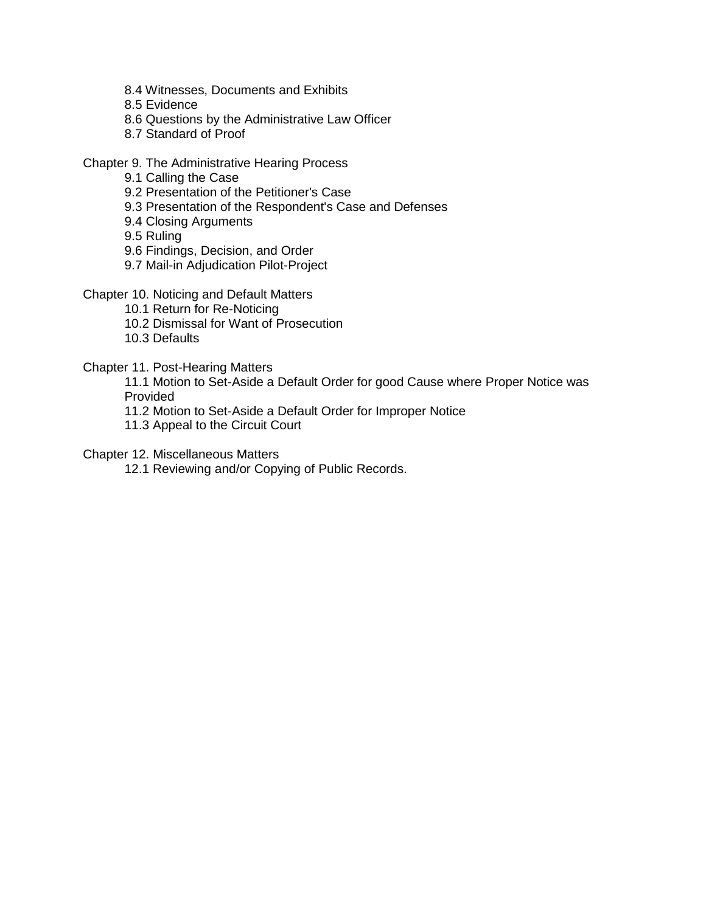- 8.4 Witnesses, Documents and Exhibits
- 8.5 Evidence
- 8.6 Questions by the Administrative Law Officer
- 8.7 Standard of Proof

Chapter 9. The Administrative Hearing Process

- 9.1 Calling the Case
- 9.2 Presentation of the Petitioner's Case
- 9.3 Presentation of the Respondent's Case and Defenses
- 9.4 Closing Arguments
- 9.5 Ruling
- 9.6 Findings, Decision, and Order
- 9.7 Mail-in Adjudication Pilot-Project

Chapter 10. Noticing and Default Matters

- 10.1 Return for Re-Noticing
- 10.2 Dismissal for Want of Prosecution
- 10.3 Defaults

Chapter 11. Post-Hearing Matters

- 11.1 Motion to Set-Aside a Default Order for good Cause where Proper Notice was Provided
- 11.2 Motion to Set-Aside a Default Order for Improper Notice
- 11.3 Appeal to the Circuit Court

Chapter 12. Miscellaneous Matters

- 12.1 Reviewing and/or Copying of Public Records.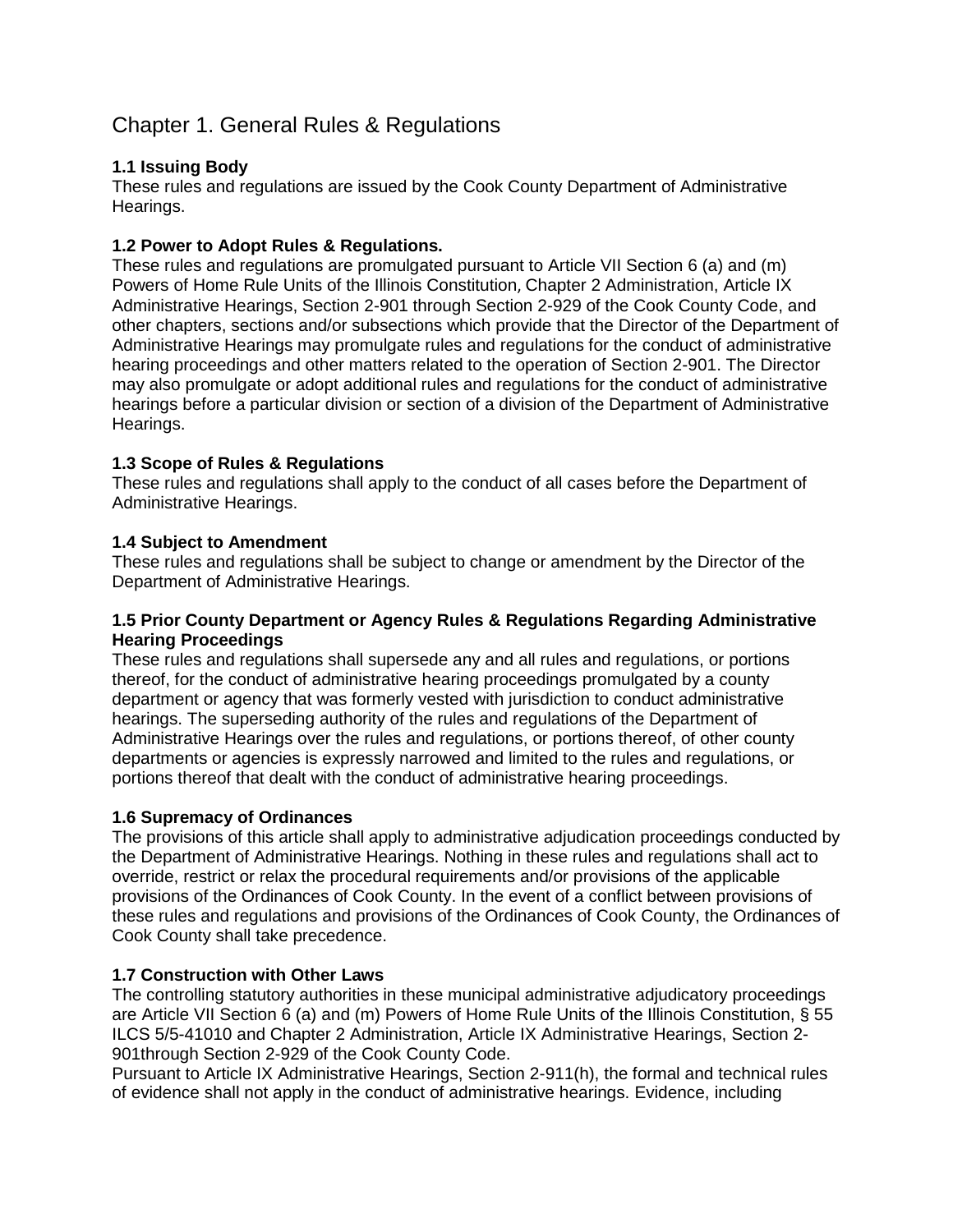# Chapter 1. General Rules & Regulations

**1.1 Issuing Body**
These rules and regulations are issued by the Cook County Department of Administrative Hearings.

**1.2 Power to Adopt Rules & Regulations.**
These rules and regulations are promulgated pursuant to Article VII Section 6 (a) and (m) Powers of Home Rule Units of the Illinois Constitution, Chapter 2 Administration, Article IX Administrative Hearings, Section 2-901 through Section 2-929 of the Cook County Code, and other chapters, sections and/or subsections which provide that the Director of the Department of Administrative Hearings may promulgate rules and regulations for the conduct of administrative hearing proceedings and other matters related to the operation of Section 2-901. The Director may also promulgate or adopt additional rules and regulations for the conduct of administrative hearings before a particular division or section of a division of the Department of Administrative Hearings.

**1.3 Scope of Rules & Regulations**
These rules and regulations shall apply to the conduct of all cases before the Department of Administrative Hearings.

**1.4 Subject to Amendment**
These rules and regulations shall be subject to change or amendment by the Director of the Department of Administrative Hearings.

**1.5 Prior County Department or Agency Rules & Regulations Regarding Administrative Hearing Proceedings**
These rules and regulations shall supersede any and all rules and regulations, or portions thereof, for the conduct of administrative hearing proceedings promulgated by a county department or agency that was formerly vested with jurisdiction to conduct administrative hearings. The superseding authority of the rules and regulations of the Department of Administrative Hearings over the rules and regulations, or portions thereof, of other county departments or agencies is expressly narrowed and limited to the rules and regulations, or portions thereof that dealt with the conduct of administrative hearing proceedings.

**1.6 Supremacy of Ordinances**
The provisions of this article shall apply to administrative adjudication proceedings conducted by the Department of Administrative Hearings. Nothing in these rules and regulations shall act to override, restrict or relax the procedural requirements and/or provisions of the applicable provisions of the Ordinances of Cook County. In the event of a conflict between provisions of these rules and regulations and provisions of the Ordinances of Cook County, the Ordinances of Cook County shall take precedence.

**1.7 Construction with Other Laws**
The controlling statutory authorities in these municipal administrative adjudicatory proceedings are Article VII Section 6 (a) and (m) Powers of Home Rule Units of the Illinois Constitution, § 55 ILCS 5/5-41010 and Chapter 2 Administration, Article IX Administrative Hearings, Section 2-901through Section 2-929 of the Cook County Code.
Pursuant to Article IX Administrative Hearings, Section 2-911(h), the formal and technical rules of evidence shall not apply in the conduct of administrative hearings. Evidence, including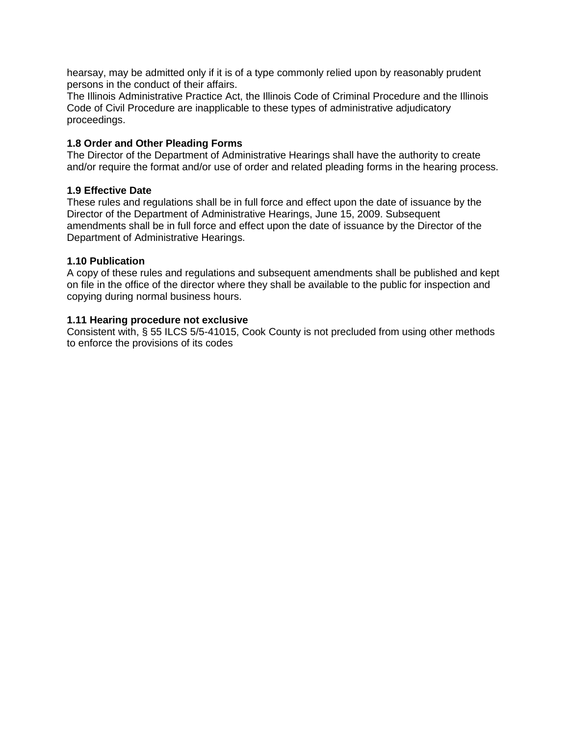hearsay, may be admitted only if it is of a type commonly relied upon by reasonably prudent persons in the conduct of their affairs.
The Illinois Administrative Practice Act, the Illinois Code of Criminal Procedure and the Illinois Code of Civil Procedure are inapplicable to these types of administrative adjudicatory proceedings.

**1.8 Order and Other Pleading Forms**
The Director of the Department of Administrative Hearings shall have the authority to create and/or require the format and/or use of order and related pleading forms in the hearing process.

**1.9 Effective Date**
These rules and regulations shall be in full force and effect upon the date of issuance by the Director of the Department of Administrative Hearings, June 15, 2009. Subsequent amendments shall be in full force and effect upon the date of issuance by the Director of the Department of Administrative Hearings.

**1.10 Publication**
A copy of these rules and regulations and subsequent amendments shall be published and kept on file in the office of the director where they shall be available to the public for inspection and copying during normal business hours.

**1.11 Hearing procedure not exclusive**
Consistent with, § 55 ILCS 5/5-41015, Cook County is not precluded from using other methods to enforce the provisions of its codes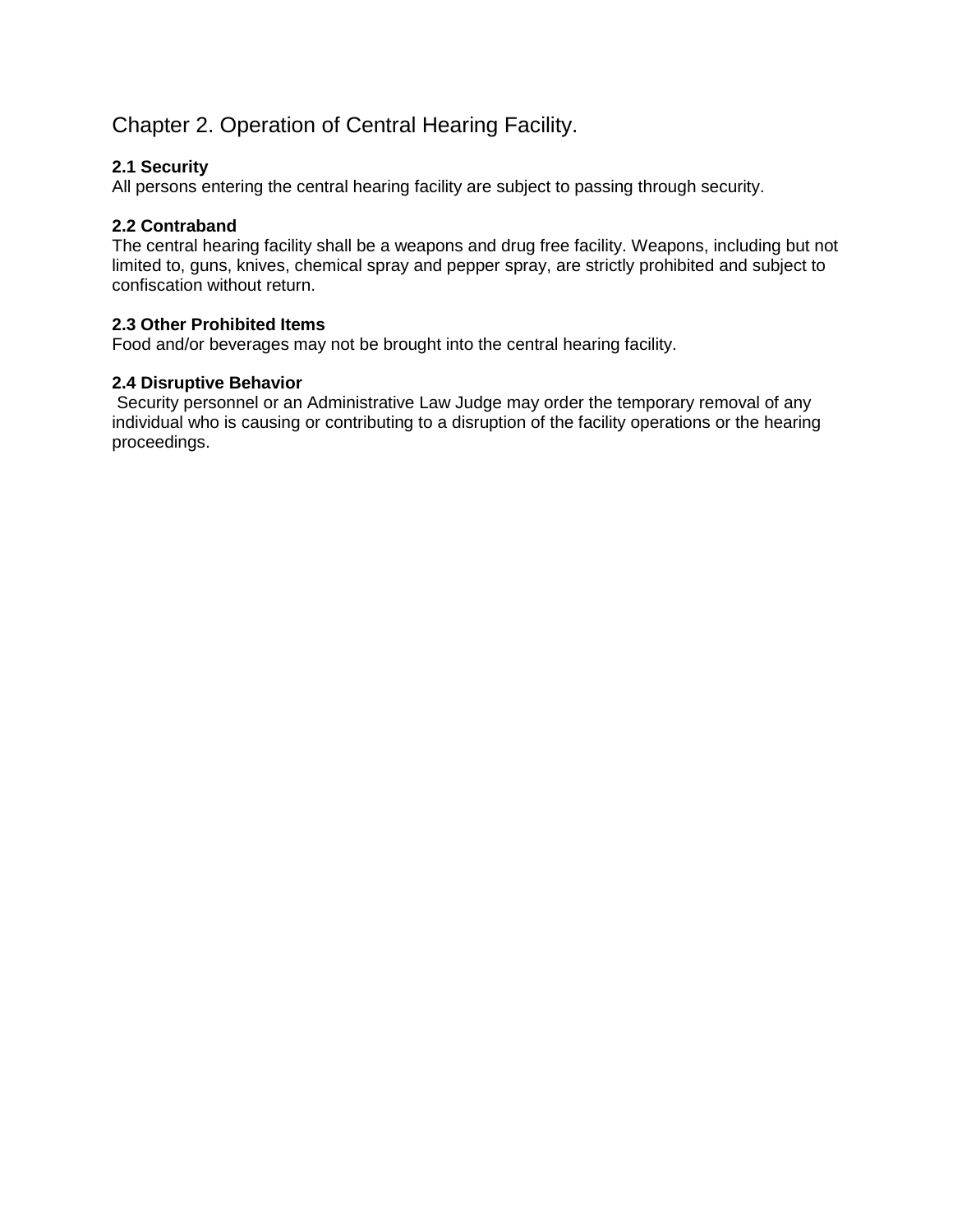# Chapter 2. Operation of Central Hearing Facility.

### 2.1 Security

All persons entering the central hearing facility are subject to passing through security.

### 2.2 Contraband

The central hearing facility shall be a weapons and drug free facility. Weapons, including but not limited to, guns, knives, chemical spray and pepper spray, are strictly prohibited and subject to confiscation without return.

### 2.3 Other Prohibited Items

Food and/or beverages may not be brought into the central hearing facility.

### 2.4 Disruptive Behavior

Security personnel or an Administrative Law Judge may order the temporary removal of any individual who is causing or contributing to a disruption of the facility operations or the hearing proceedings.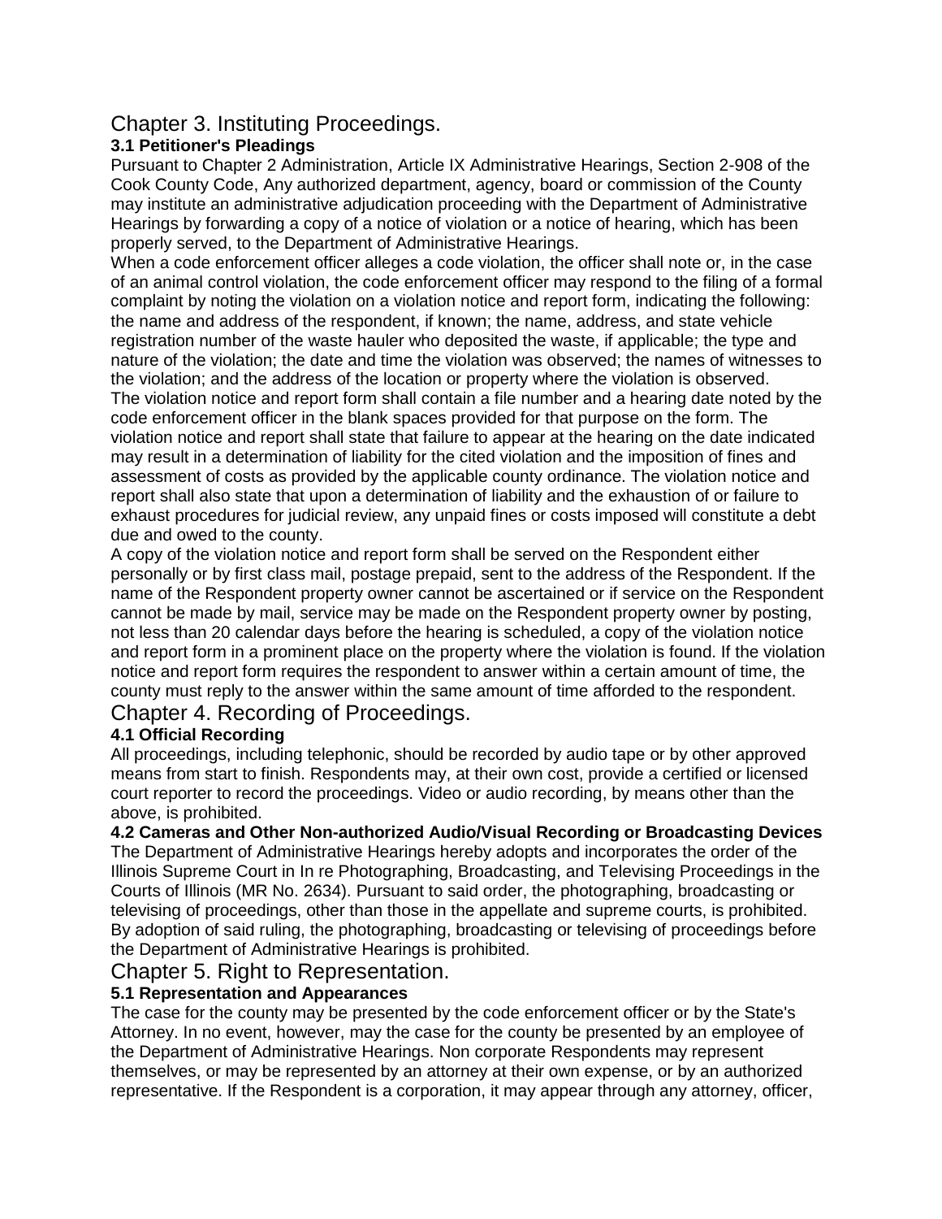# Chapter 3. Instituting Proceedings.

### 3.1 Petitioner's Pleadings

Pursuant to Chapter 2 Administration, Article IX Administrative Hearings, Section 2-908 of the Cook County Code, Any authorized department, agency, board or commission of the County may institute an administrative adjudication proceeding with the Department of Administrative Hearings by forwarding a copy of a notice of violation or a notice of hearing, which has been properly served, to the Department of Administrative Hearings.

When a code enforcement officer alleges a code violation, the officer shall note or, in the case of an animal control violation, the code enforcement officer may respond to the filing of a formal complaint by noting the violation on a violation notice and report form, indicating the following: the name and address of the respondent, if known; the name, address, and state vehicle registration number of the waste hauler who deposited the waste, if applicable; the type and nature of the violation; the date and time the violation was observed; the names of witnesses to the violation; and the address of the location or property where the violation is observed.

The violation notice and report form shall contain a file number and a hearing date noted by the code enforcement officer in the blank spaces provided for that purpose on the form. The violation notice and report shall state that failure to appear at the hearing on the date indicated may result in a determination of liability for the cited violation and the imposition of fines and assessment of costs as provided by the applicable county ordinance. The violation notice and report shall also state that upon a determination of liability and the exhaustion of or failure to exhaust procedures for judicial review, any unpaid fines or costs imposed will constitute a debt due and owed to the county.

A copy of the violation notice and report form shall be served on the Respondent either personally or by first class mail, postage prepaid, sent to the address of the Respondent. If the name of the Respondent property owner cannot be ascertained or if service on the Respondent cannot be made by mail, service may be made on the Respondent property owner by posting, not less than 20 calendar days before the hearing is scheduled, a copy of the violation notice and report form in a prominent place on the property where the violation is found. If the violation notice and report form requires the respondent to answer within a certain amount of time, the county must reply to the answer within the same amount of time afforded to the respondent.

# Chapter 4. Recording of Proceedings.

### 4.1 Official Recording

All proceedings, including telephonic, should be recorded by audio tape or by other approved means from start to finish. Respondents may, at their own cost, provide a certified or licensed court reporter to record the proceedings. Video or audio recording, by means other than the above, is prohibited.

### 4.2 Cameras and Other Non-authorized Audio/Visual Recording or Broadcasting Devices

The Department of Administrative Hearings hereby adopts and incorporates the order of the Illinois Supreme Court in In re Photographing, Broadcasting, and Televising Proceedings in the Courts of Illinois (MR No. 2634). Pursuant to said order, the photographing, broadcasting or televising of proceedings, other than those in the appellate and supreme courts, is prohibited. By adoption of said ruling, the photographing, broadcasting or televising of proceedings before the Department of Administrative Hearings is prohibited.

# Chapter 5. Right to Representation.

### 5.1 Representation and Appearances

The case for the county may be presented by the code enforcement officer or by the State's Attorney. In no event, however, may the case for the county be presented by an employee of the Department of Administrative Hearings. Non corporate Respondents may represent themselves, or may be represented by an attorney at their own expense, or by an authorized representative. If the Respondent is a corporation, it may appear through any attorney, officer,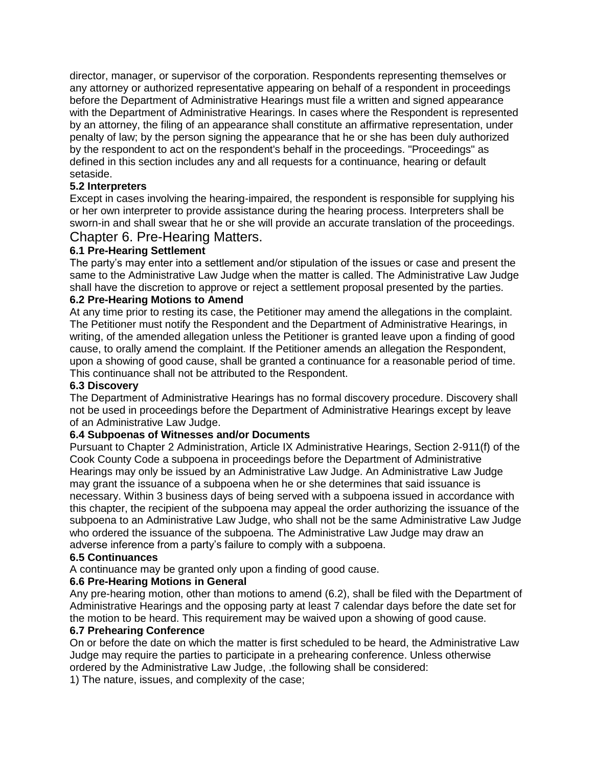director, manager, or supervisor of the corporation. Respondents representing themselves or any attorney or authorized representative appearing on behalf of a respondent in proceedings before the Department of Administrative Hearings must file a written and signed appearance with the Department of Administrative Hearings. In cases where the Respondent is represented by an attorney, the filing of an appearance shall constitute an affirmative representation, under penalty of law; by the person signing the appearance that he or she has been duly authorized by the respondent to act on the respondent's behalf in the proceedings. "Proceedings" as defined in this section includes any and all requests for a continuance, hearing or default setaside.

**5.2 Interpreters**

Except in cases involving the hearing-impaired, the respondent is responsible for supplying his or her own interpreter to provide assistance during the hearing process. Interpreters shall be sworn-in and shall swear that he or she will provide an accurate translation of the proceedings.

## Chapter 6. Pre-Hearing Matters.

**6.1 Pre-Hearing Settlement**

The party's may enter into a settlement and/or stipulation of the issues or case and present the same to the Administrative Law Judge when the matter is called. The Administrative Law Judge shall have the discretion to approve or reject a settlement proposal presented by the parties.

**6.2 Pre-Hearing Motions to Amend**

At any time prior to resting its case, the Petitioner may amend the allegations in the complaint. The Petitioner must notify the Respondent and the Department of Administrative Hearings, in writing, of the amended allegation unless the Petitioner is granted leave upon a finding of good cause, to orally amend the complaint. If the Petitioner amends an allegation the Respondent, upon a showing of good cause, shall be granted a continuance for a reasonable period of time. This continuance shall not be attributed to the Respondent.

**6.3 Discovery**

The Department of Administrative Hearings has no formal discovery procedure. Discovery shall not be used in proceedings before the Department of Administrative Hearings except by leave of an Administrative Law Judge.

**6.4 Subpoenas of Witnesses and/or Documents**

Pursuant to Chapter 2 Administration, Article IX Administrative Hearings, Section 2-911(f) of the Cook County Code a subpoena in proceedings before the Department of Administrative Hearings may only be issued by an Administrative Law Judge. An Administrative Law Judge may grant the issuance of a subpoena when he or she determines that said issuance is necessary. Within 3 business days of being served with a subpoena issued in accordance with this chapter, the recipient of the subpoena may appeal the order authorizing the issuance of the subpoena to an Administrative Law Judge, who shall not be the same Administrative Law Judge who ordered the issuance of the subpoena. The Administrative Law Judge may draw an adverse inference from a party's failure to comply with a subpoena.

**6.5 Continuances**

A continuance may be granted only upon a finding of good cause.

**6.6 Pre-Hearing Motions in General**

Any pre-hearing motion, other than motions to amend (6.2), shall be filed with the Department of Administrative Hearings and the opposing party at least 7 calendar days before the date set for the motion to be heard. This requirement may be waived upon a showing of good cause.

**6.7 Prehearing Conference**

On or before the date on which the matter is first scheduled to be heard, the Administrative Law Judge may require the parties to participate in a prehearing conference. Unless otherwise ordered by the Administrative Law Judge, .the following shall be considered:

1) The nature, issues, and complexity of the case;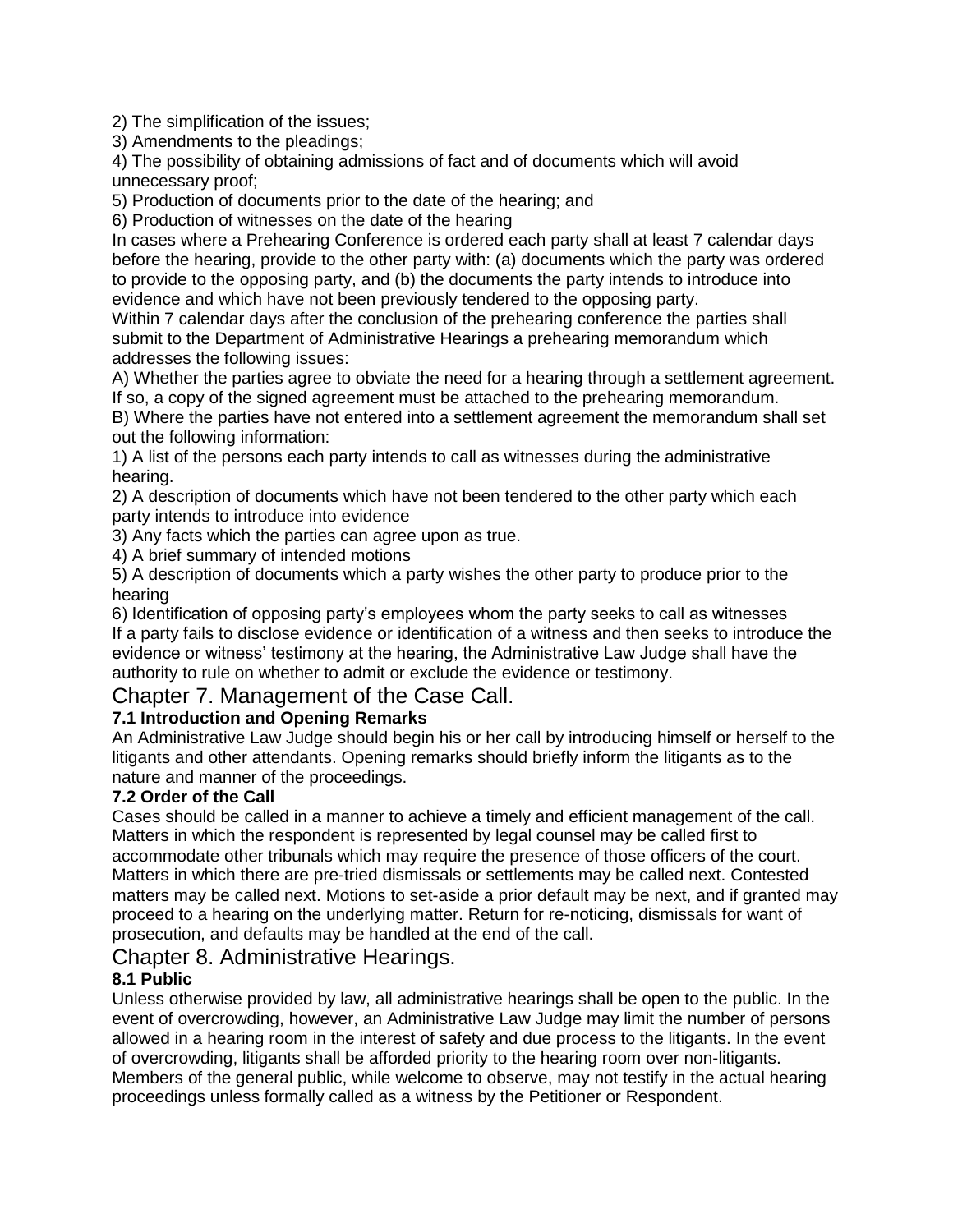2) The simplification of the issues;
3) Amendments to the pleadings;
4) The possibility of obtaining admissions of fact and of documents which will avoid unnecessary proof;
5) Production of documents prior to the date of the hearing; and
6) Production of witnesses on the date of the hearing

In cases where a Prehearing Conference is ordered each party shall at least 7 calendar days before the hearing, provide to the other party with: (a) documents which the party was ordered to provide to the opposing party, and (b) the documents the party intends to introduce into evidence and which have not been previously tendered to the opposing party.

Within 7 calendar days after the conclusion of the prehearing conference the parties shall submit to the Department of Administrative Hearings a prehearing memorandum which addresses the following issues:

A) Whether the parties agree to obviate the need for a hearing through a settlement agreement. If so, a copy of the signed agreement must be attached to the prehearing memorandum.

B) Where the parties have not entered into a settlement agreement the memorandum shall set out the following information:

1) A list of the persons each party intends to call as witnesses during the administrative hearing.
2) A description of documents which have not been tendered to the other party which each party intends to introduce into evidence
3) Any facts which the parties can agree upon as true.
4) A brief summary of intended motions
5) A description of documents which a party wishes the other party to produce prior to the hearing
6) Identification of opposing party's employees whom the party seeks to call as witnesses

If a party fails to disclose evidence or identification of a witness and then seeks to introduce the evidence or witness' testimony at the hearing, the Administrative Law Judge shall have the authority to rule on whether to admit or exclude the evidence or testimony.

## Chapter 7. Management of the Case Call.

**7.1 Introduction and Opening Remarks**

An Administrative Law Judge should begin his or her call by introducing himself or herself to the litigants and other attendants. Opening remarks should briefly inform the litigants as to the nature and manner of the proceedings.

**7.2 Order of the Call**

Cases should be called in a manner to achieve a timely and efficient management of the call. Matters in which the respondent is represented by legal counsel may be called first to accommodate other tribunals which may require the presence of those officers of the court. Matters in which there are pre-tried dismissals or settlements may be called next. Contested matters may be called next. Motions to set-aside a prior default may be next, and if granted may proceed to a hearing on the underlying matter. Return for re-noticing, dismissals for want of prosecution, and defaults may be handled at the end of the call.

## Chapter 8. Administrative Hearings.

**8.1 Public**

Unless otherwise provided by law, all administrative hearings shall be open to the public. In the event of overcrowding, however, an Administrative Law Judge may limit the number of persons allowed in a hearing room in the interest of safety and due process to the litigants. In the event of overcrowding, litigants shall be afforded priority to the hearing room over non-litigants. Members of the general public, while welcome to observe, may not testify in the actual hearing proceedings unless formally called as a witness by the Petitioner or Respondent.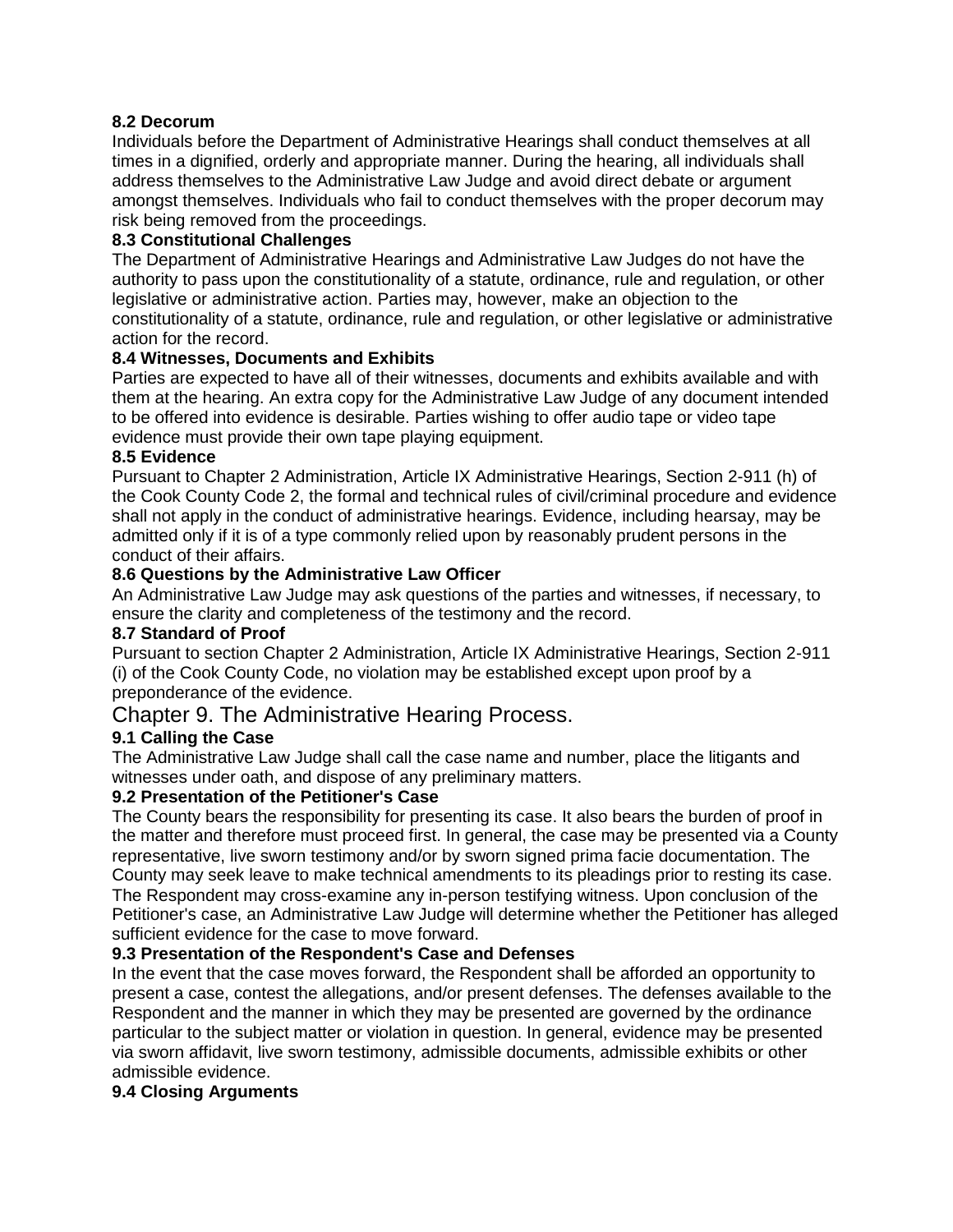### 8.2 Decorum

Individuals before the Department of Administrative Hearings shall conduct themselves at all times in a dignified, orderly and appropriate manner. During the hearing, all individuals shall address themselves to the Administrative Law Judge and avoid direct debate or argument amongst themselves. Individuals who fail to conduct themselves with the proper decorum may risk being removed from the proceedings.

### 8.3 Constitutional Challenges

The Department of Administrative Hearings and Administrative Law Judges do not have the authority to pass upon the constitutionality of a statute, ordinance, rule and regulation, or other legislative or administrative action. Parties may, however, make an objection to the constitutionality of a statute, ordinance, rule and regulation, or other legislative or administrative action for the record.

### 8.4 Witnesses, Documents and Exhibits

Parties are expected to have all of their witnesses, documents and exhibits available and with them at the hearing. An extra copy for the Administrative Law Judge of any document intended to be offered into evidence is desirable. Parties wishing to offer audio tape or video tape evidence must provide their own tape playing equipment.

### 8.5 Evidence

Pursuant to Chapter 2 Administration, Article IX Administrative Hearings, Section 2-911 (h) of the Cook County Code 2, the formal and technical rules of civil/criminal procedure and evidence shall not apply in the conduct of administrative hearings. Evidence, including hearsay, may be admitted only if it is of a type commonly relied upon by reasonably prudent persons in the conduct of their affairs.

### 8.6 Questions by the Administrative Law Officer

An Administrative Law Judge may ask questions of the parties and witnesses, if necessary, to ensure the clarity and completeness of the testimony and the record.

### 8.7 Standard of Proof

Pursuant to section Chapter 2 Administration, Article IX Administrative Hearings, Section 2-911 (i) of the Cook County Code, no violation may be established except upon proof by a preponderance of the evidence.

## Chapter 9. The Administrative Hearing Process.

### 9.1 Calling the Case

The Administrative Law Judge shall call the case name and number, place the litigants and witnesses under oath, and dispose of any preliminary matters.

### 9.2 Presentation of the Petitioner's Case

The County bears the responsibility for presenting its case. It also bears the burden of proof in the matter and therefore must proceed first. In general, the case may be presented via a County representative, live sworn testimony and/or by sworn signed prima facie documentation. The County may seek leave to make technical amendments to its pleadings prior to resting its case. The Respondent may cross-examine any in-person testifying witness. Upon conclusion of the Petitioner's case, an Administrative Law Judge will determine whether the Petitioner has alleged sufficient evidence for the case to move forward.

### 9.3 Presentation of the Respondent's Case and Defenses

In the event that the case moves forward, the Respondent shall be afforded an opportunity to present a case, contest the allegations, and/or present defenses. The defenses available to the Respondent and the manner in which they may be presented are governed by the ordinance particular to the subject matter or violation in question. In general, evidence may be presented via sworn affidavit, live sworn testimony, admissible documents, admissible exhibits or other admissible evidence.

### 9.4 Closing Arguments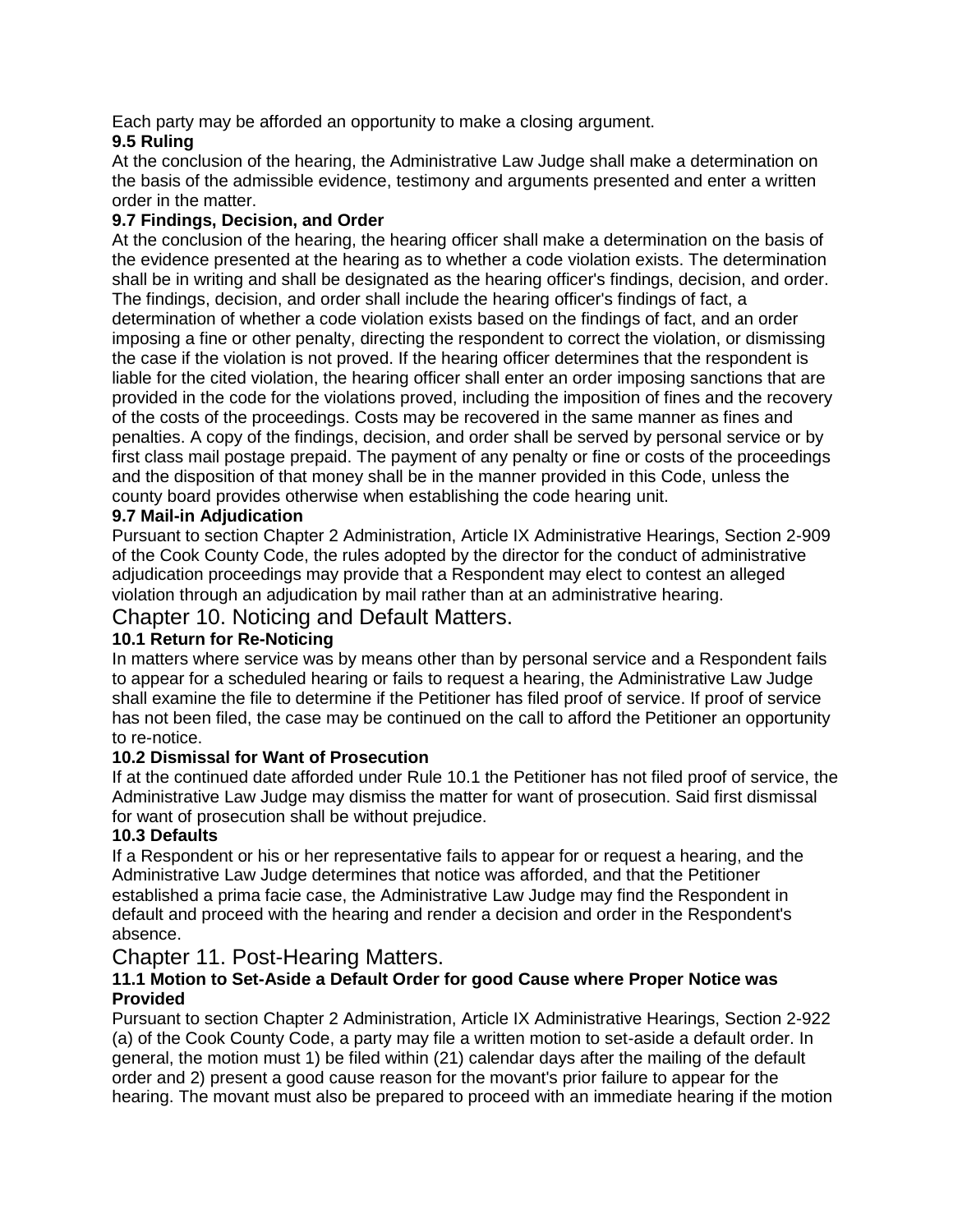Each party may be afforded an opportunity to make a closing argument.

**9.5 Ruling**

At the conclusion of the hearing, the Administrative Law Judge shall make a determination on the basis of the admissible evidence, testimony and arguments presented and enter a written order in the matter.

**9.7 Findings, Decision, and Order**

At the conclusion of the hearing, the hearing officer shall make a determination on the basis of the evidence presented at the hearing as to whether a code violation exists. The determination shall be in writing and shall be designated as the hearing officer's findings, decision, and order. The findings, decision, and order shall include the hearing officer's findings of fact, a determination of whether a code violation exists based on the findings of fact, and an order imposing a fine or other penalty, directing the respondent to correct the violation, or dismissing the case if the violation is not proved. If the hearing officer determines that the respondent is liable for the cited violation, the hearing officer shall enter an order imposing sanctions that are provided in the code for the violations proved, including the imposition of fines and the recovery of the costs of the proceedings. Costs may be recovered in the same manner as fines and penalties. A copy of the findings, decision, and order shall be served by personal service or by first class mail postage prepaid. The payment of any penalty or fine or costs of the proceedings and the disposition of that money shall be in the manner provided in this Code, unless the county board provides otherwise when establishing the code hearing unit.

**9.7 Mail-in Adjudication**

Pursuant to section Chapter 2 Administration, Article IX Administrative Hearings, Section 2-909 of the Cook County Code, the rules adopted by the director for the conduct of administrative adjudication proceedings may provide that a Respondent may elect to contest an alleged violation through an adjudication by mail rather than at an administrative hearing.

## Chapter 10. Noticing and Default Matters.

**10.1 Return for Re-Noticing**

In matters where service was by means other than by personal service and a Respondent fails to appear for a scheduled hearing or fails to request a hearing, the Administrative Law Judge shall examine the file to determine if the Petitioner has filed proof of service. If proof of service has not been filed, the case may be continued on the call to afford the Petitioner an opportunity to re-notice.

**10.2 Dismissal for Want of Prosecution**

If at the continued date afforded under Rule 10.1 the Petitioner has not filed proof of service, the Administrative Law Judge may dismiss the matter for want of prosecution. Said first dismissal for want of prosecution shall be without prejudice.

**10.3 Defaults**

If a Respondent or his or her representative fails to appear for or request a hearing, and the Administrative Law Judge determines that notice was afforded, and that the Petitioner established a prima facie case, the Administrative Law Judge may find the Respondent in default and proceed with the hearing and render a decision and order in the Respondent's absence.

## Chapter 11. Post-Hearing Matters.

**11.1 Motion to Set-Aside a Default Order for good Cause where Proper Notice was Provided**

Pursuant to section Chapter 2 Administration, Article IX Administrative Hearings, Section 2-922 (a) of the Cook County Code, a party may file a written motion to set-aside a default order. In general, the motion must 1) be filed within (21) calendar days after the mailing of the default order and 2) present a good cause reason for the movant's prior failure to appear for the hearing. The movant must also be prepared to proceed with an immediate hearing if the motion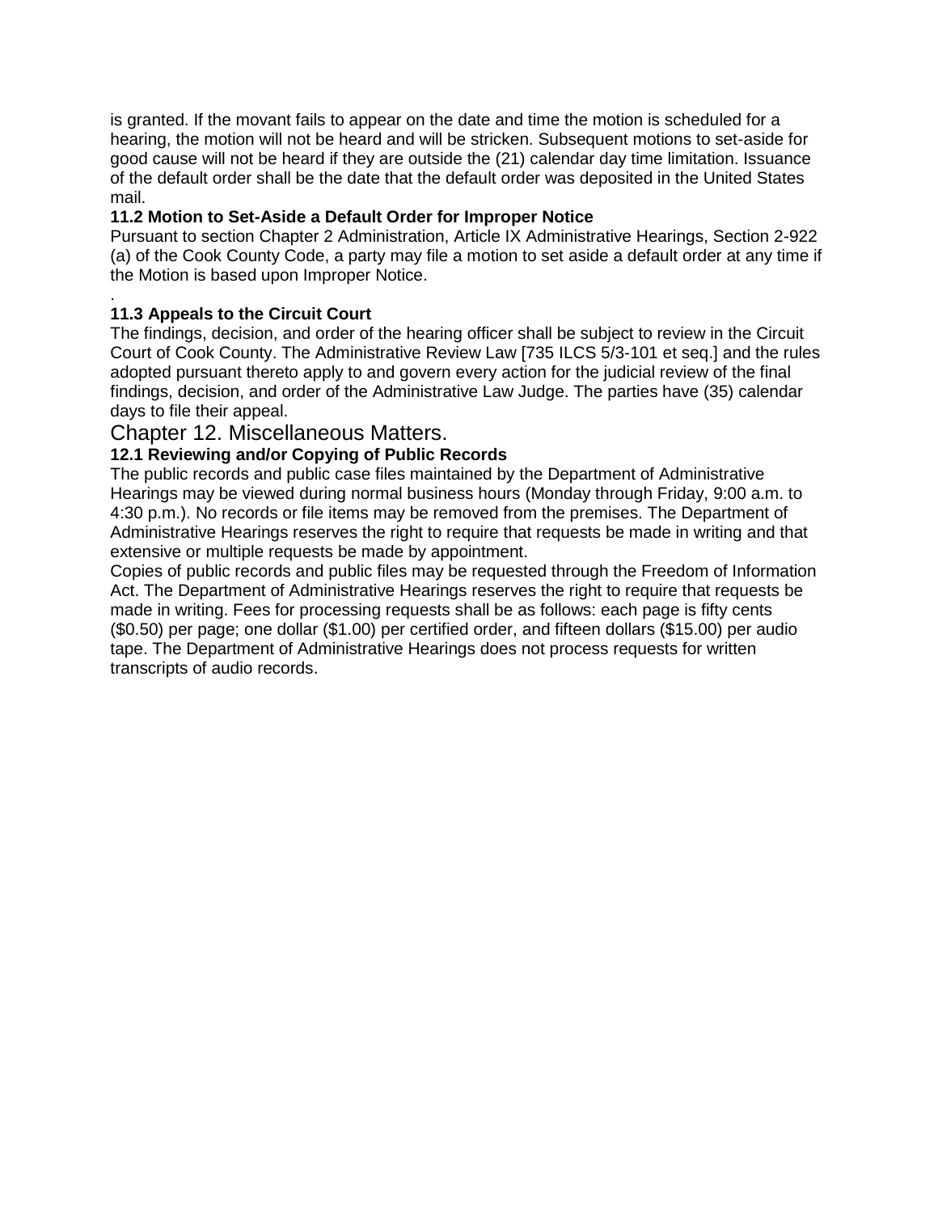is granted. If the movant fails to appear on the date and time the motion is scheduled for a hearing, the motion will not be heard and will be stricken. Subsequent motions to set-aside for good cause will not be heard if they are outside the (21) calendar day time limitation. Issuance of the default order shall be the date that the default order was deposited in the United States mail.

### 11.2 Motion to Set-Aside a Default Order for Improper Notice

Pursuant to section Chapter 2 Administration, Article IX Administrative Hearings, Section 2-922 (a) of the Cook County Code, a party may file a motion to set aside a default order at any time if the Motion is based upon Improper Notice.

.

### 11.3 Appeals to the Circuit Court

The findings, decision, and order of the hearing officer shall be subject to review in the Circuit Court of Cook County. The Administrative Review Law [735 ILCS 5/3-101 et seq.] and the rules adopted pursuant thereto apply to and govern every action for the judicial review of the final findings, decision, and order of the Administrative Law Judge. The parties have (35) calendar days to file their appeal.

## Chapter 12. Miscellaneous Matters.

### 12.1 Reviewing and/or Copying of Public Records

The public records and public case files maintained by the Department of Administrative Hearings may be viewed during normal business hours (Monday through Friday, 9:00 a.m. to 4:30 p.m.). No records or file items may be removed from the premises. The Department of Administrative Hearings reserves the right to require that requests be made in writing and that extensive or multiple requests be made by appointment.

Copies of public records and public files may be requested through the Freedom of Information Act. The Department of Administrative Hearings reserves the right to require that requests be made in writing. Fees for processing requests shall be as follows: each page is fifty cents ($0.50) per page; one dollar ($1.00) per certified order, and fifteen dollars ($15.00) per audio tape. The Department of Administrative Hearings does not process requests for written transcripts of audio records.